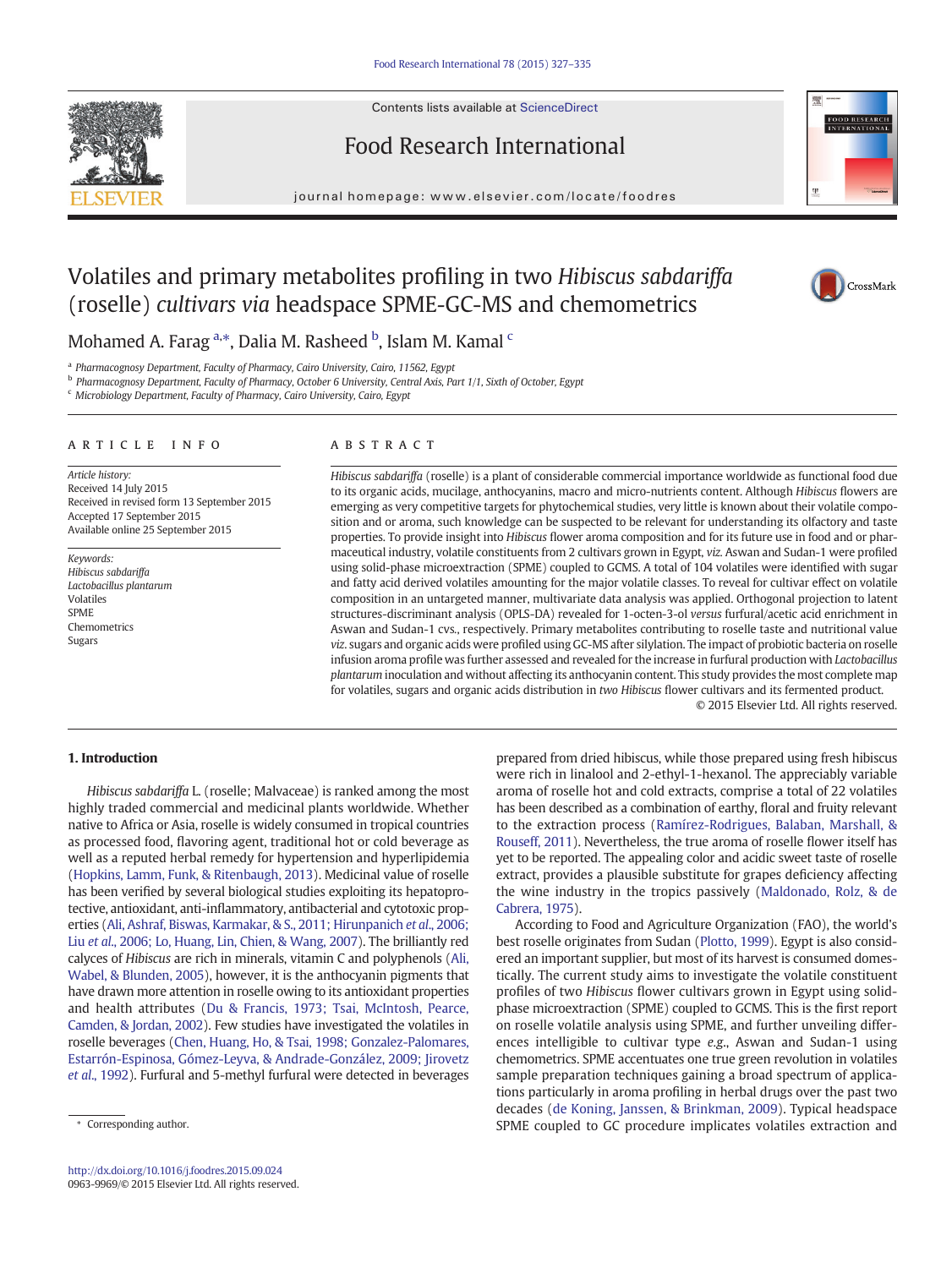Contents lists available at ScienceDirect

Food Research International

journal homepage: www.elsevier.com/locate/foodres

# Volatiles and primary metabolites profiling in two *Hibiscus sabdariffa* (roselle) *cultivars via* headspace SPME-GC-MS and chemometrics

Mohamed A. Farag [a,*], Dalia M. Rasheed [b], Islam M. Kamal [c]

[a] Pharmacognosy Department, Faculty of Pharmacy, Cairo University, Cairo, 11562, Egypt
[b] Pharmacognosy Department, Faculty of Pharmacy, October 6 University, Central Axis, Part 1/1, Sixth of October, Egypt
[c] Microbiology Department, Faculty of Pharmacy, Cairo University, Cairo, Egypt

## ARTICLE INFO

*Article history:*
Received 14 July 2015
Received in revised form 13 September 2015
Accepted 17 September 2015
Available online 25 September 2015

*Keywords:*
*Hibiscus sabdariffa*
*Lactobacillus plantarum*
Volatiles
SPME
Chemometrics
Sugars

## ABSTRACT

*Hibiscus sabdariffa* (roselle) is a plant of considerable commercial importance worldwide as functional food due to its organic acids, mucilage, anthocyanins, macro and micro-nutrients content. Although *Hibiscus* flowers are emerging as very competitive targets for phytochemical studies, very little is known about their volatile composition and or aroma, such knowledge can be suspected to be relevant for understanding its olfactory and taste properties. To provide insight into *Hibiscus* flower aroma composition and for its future use in food and or pharmaceutical industry, volatile constituents from 2 cultivars grown in Egypt, *viz.* Aswan and Sudan-1 were profiled using solid-phase microextraction (SPME) coupled to GCMS. A total of 104 volatiles were identified with sugar and fatty acid derived volatiles amounting for the major volatile classes. To reveal for cultivar effect on volatile composition in an untargeted manner, multivariate data analysis was applied. Orthogonal projection to latent structures-discriminant analysis (OPLS-DA) revealed for 1-octen-3-ol *versus* furfural/acetic acid enrichment in Aswan and Sudan-1 cvs., respectively. Primary metabolites contributing to roselle taste and nutritional value *viz.* sugars and organic acids were profiled using GC-MS after silylation. The impact of probiotic bacteria on roselle infusion aroma profile was further assessed and revealed for the increase in furfural production with *Lactobacillus plantarum* inoculation and without affecting its anthocyanin content. This study provides the most complete map for volatiles, sugars and organic acids distribution in *two Hibiscus* flower cultivars and its fermented product.

© 2015 Elsevier Ltd. All rights reserved.

## 1. Introduction

*Hibiscus sabdariffa* L. (roselle; Malvaceae) is ranked among the most highly traded commercial and medicinal plants worldwide. Whether native to Africa or Asia, roselle is widely consumed in tropical countries as processed food, flavoring agent, traditional hot or cold beverage as well as a reputed herbal remedy for hypertension and hyperlipidemia (Hopkins, Lamm, Funk, & Ritenbaugh, 2013). Medicinal value of roselle has been verified by several biological studies exploiting its hepatoprotective, antioxidant, anti-inflammatory, antibacterial and cytotoxic properties (Ali, Ashraf, Biswas, Karmakar, & S., 2011; Hirunpanich *et al.*, 2006; Liu *et al.*, 2006; Lo, Huang, Lin, Chien, & Wang, 2007). The brilliantly red calyces of *Hibiscus* are rich in minerals, vitamin C and polyphenols (Ali, Wabel, & Blunden, 2005), however, it is the anthocyanin pigments that have drawn more attention in roselle owing to its antioxidant properties and health attributes (Du & Francis, 1973; Tsai, McIntosh, Pearce, Camden, & Jordan, 2002). Few studies have investigated the volatiles in roselle beverages (Chen, Huang, Ho, & Tsai, 1998; Gonzalez-Palomares, Estarrón-Espinosa, Gómez-Leyva, & Andrade-González, 2009; Jirovetz *et al.*, 1992). Furfural and 5-methyl furfural were detected in beverages prepared from dried hibiscus, while those prepared using fresh hibiscus were rich in linalool and 2-ethyl-1-hexanol. The appreciably variable aroma of roselle hot and cold extracts, comprise a total of 22 volatiles has been described as a combination of earthy, floral and fruity relevant to the extraction process (Ramírez-Rodrigues, Balaban, Marshall, & Rouseff, 2011). Nevertheless, the true aroma of roselle flower itself has yet to be reported. The appealing color and acidic sweet taste of roselle extract, provides a plausible substitute for grapes deficiency affecting the wine industry in the tropics passively (Maldonado, Rolz, & de Cabrera, 1975).

According to Food and Agriculture Organization (FAO), the world's best roselle originates from Sudan (Plotto, 1999). Egypt is also considered an important supplier, but most of its harvest is consumed domestically. The current study aims to investigate the volatile constituent profiles of two *Hibiscus* flower cultivars grown in Egypt using solid-phase microextraction (SPME) coupled to GCMS. This is the first report on roselle volatile analysis using SPME, and further unveiling differences intelligible to cultivar type *e.g.*, Aswan and Sudan-1 using chemometrics. SPME accentuates one true green revolution in volatiles sample preparation techniques gaining a broad spectrum of applications particularly in aroma profiling in herbal drugs over the past two decades (de Koning, Janssen, & Brinkman, 2009). Typical headspace SPME coupled to GC procedure implicates volatiles extraction and

* Corresponding author.

http://dx.doi.org/10.1016/j.foodres.2015.09.024
0963-9969/© 2015 Elsevier Ltd. All rights reserved.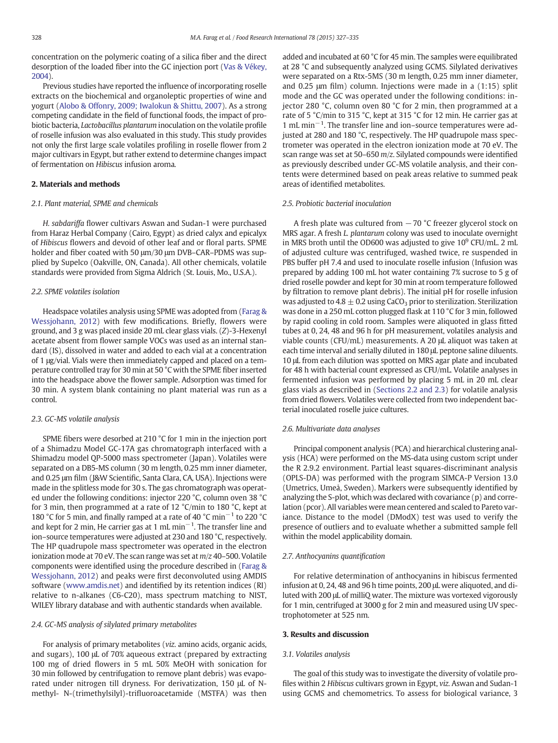concentration on the polymeric coating of a silica fiber and the direct desorption of the loaded fiber into the GC injection port (Vas & Vékey, 2004).

Previous studies have reported the influence of incorporating roselle extracts on the biochemical and organoleptic properties of wine and yogurt (Alobo & Offonry, 2009; Iwalokun & Shittu, 2007). As a strong competing candidate in the field of functional foods, the impact of probiotic bacteria, *Lactobacillus plantarum* inoculation on the volatile profile of roselle infusion was also evaluated in this study. This study provides not only the first large scale volatiles profiling in roselle flower from 2 major cultivars in Egypt, but rather extend to determine changes impact of fermentation on *Hibiscus* infusion aroma.

## 2. Materials and methods

### 2.1. Plant material, SPME and chemicals

*H. sabdariffa* flower cultivars Aswan and Sudan-1 were purchased from Haraz Herbal Company (Cairo, Egypt) as dried calyx and epicalyx of *Hibiscus* flowers and devoid of other leaf and or floral parts. SPME holder and fiber coated with 50 μm/30 μm DVB–CAR–PDMS was supplied by Supelco (Oakville, ON, Canada). All other chemicals, volatile standards were provided from Sigma Aldrich (St. Louis, Mo., U.S.A.).

### 2.2. SPME volatiles isolation

Headspace volatiles analysis using SPME was adopted from (Farag & Wessjohann, 2012) with few modifications. Briefly, flowers were ground, and 3 g was placed inside 20 mL clear glass vials. (*Z*)-3-Hexenyl acetate absent from flower sample VOCs was used as an internal standard (IS), dissolved in water and added to each vial at a concentration of 1 μg/vial. Vials were then immediately capped and placed on a temperature controlled tray for 30 min at 50 °C with the SPME fiber inserted into the headspace above the flower sample. Adsorption was timed for 30 min. A system blank containing no plant material was run as a control.

### 2.3. GC-MS volatile analysis

SPME fibers were desorbed at 210 °C for 1 min in the injection port of a Shimadzu Model GC-17A gas chromatograph interfaced with a Shimadzu model QP-5000 mass spectrometer (Japan). Volatiles were separated on a DB5-MS column (30 m length, 0.25 mm inner diameter, and 0.25 μm film (J&W Scientific, Santa Clara, CA, USA). Injections were made in the splitless mode for 30 s. The gas chromatograph was operated under the following conditions: injector 220 °C, column oven 38 °C for 3 min, then programmed at a rate of 12 °C/min to 180 °C, kept at 180 °C for 5 min, and finally ramped at a rate of 40 °C $min^{-1}$ to 220 °C and kept for 2 min, He carrier gas at 1 mL $min^{-1}$. The transfer line and ion–source temperatures were adjusted at 230 and 180 °C, respectively. The HP quadrupole mass spectrometer was operated in the electron ionization mode at 70 eV. The scan range was set at *m/z* 40–500. Volatile components were identified using the procedure described in (Farag & Wessjohann, 2012) and peaks were first deconvoluted using AMDIS software (www.amdis.net) and identified by its retention indices (RI) relative to n-alkanes (C6-C20), mass spectrum matching to NIST, WILEY library database and with authentic standards when available.

### 2.4. GC-MS analysis of silylated primary metabolites

For analysis of primary metabolites (*viz*. amino acids, organic acids, and sugars), 100 μL of 70% aqueous extract (prepared by extracting 100 mg of dried flowers in 5 mL 50% MeOH with sonication for 30 min followed by centrifugation to remove plant debris) was evaporated under nitrogen till dryness. For derivatization, 150 μL of N-methyl- N-(trimethylsilyl)-trifluoroacetamide (MSTFA) was then added and incubated at 60 °C for 45 min. The samples were equilibrated at 28 °C and subsequently analyzed using GCMS. Silylated derivatives were separated on a Rtx-5MS (30 m length, 0.25 mm inner diameter, and 0.25 μm film) column. Injections were made in a (1:15) split mode and the GC was operated under the following conditions: injector 280 °C, column oven 80 °C for 2 min, then programmed at a rate of 5 °C/min to 315 °C, kept at 315 °C for 12 min. He carrier gas at 1 mL $min^{-1}$. The transfer line and ion–source temperatures were adjusted at 280 and 180 °C, respectively. The HP quadrupole mass spectrometer was operated in the electron ionization mode at 70 eV. The scan range was set at 50–650 *m/z*. Silylated compounds were identified as previously described under GC-MS volatile analysis, and their contents were determined based on peak areas relative to summed peak areas of identified metabolites.

### 2.5. Probiotic bacterial inoculation

A fresh plate was cultured from −70 °C freezer glycerol stock on MRS agar. A fresh *L. plantarum* colony was used to inoculate overnight in MRS broth until the OD600 was adjusted to give $10^9$ CFU/mL. 2 mL of adjusted culture was centrifuged, washed twice, re suspended in PBS buffer pH 7.4 and used to inoculate roselle infusion (Infusion was prepared by adding 100 mL hot water containing 7% sucrose to 5 g of dried roselle powder and kept for 30 min at room temperature followed by filtration to remove plant debris). The initial pH for roselle infusion was adjusted to 4.8 ± 0.2 using $CaCO_3$ prior to sterilization. Sterilization was done in a 250 mL cotton plugged flask at 110 °C for 3 min, followed by rapid cooling in cold room. Samples were aliquoted in glass fitted tubes at 0, 24, 48 and 96 h for pH measurement, volatiles analysis and viable counts (CFU/mL) measurements. A 20 μL aliquot was taken at each time interval and serially diluted in 180 μL peptone saline diluents. 10 μL from each dilution was spotted on MRS agar plate and incubated for 48 h with bacterial count expressed as CFU/mL. Volatile analyses in fermented infusion was performed by placing 5 mL in 20 mL clear glass vials as described in (Sections 2.2 and 2.3) for volatile analysis from dried flowers. Volatiles were collected from two independent bacterial inoculated roselle juice cultures.

### 2.6. Multivariate data analyses

Principal component analysis (PCA) and hierarchical clustering analysis (HCA) were performed on the MS-data using custom script under the R 2.9.2 environment. Partial least squares-discriminant analysis (OPLS-DA) was performed with the program SIMCA-P Version 13.0 (Umetrics, Umeå, Sweden). Markers were subsequently identified by analyzing the S-plot, which was declared with covariance (p) and correlation (pcor). All variables were mean centered and scaled to Pareto variance. Distance to the model (DModX) test was used to verify the presence of outliers and to evaluate whether a submitted sample fell within the model applicability domain.

### 2.7. Anthocyanins quantification

For relative determination of anthocyanins in hibiscus fermented infusion at 0, 24, 48 and 96 h time points, 200 μL were aliquoted, and diluted with 200 μL of milliQ water. The mixture was vortexed vigorously for 1 min, centrifuged at 3000 g for 2 min and measured using UV spectrophotometer at 525 nm.

## 3. Results and discussion

### 3.1. Volatiles analysis

The goal of this study was to investigate the diversity of volatile profiles within 2 *Hibiscus* cultivars grown in Egypt, *viz*. Aswan and Sudan-1 using GCMS and chemometrics. To assess for biological variance, 3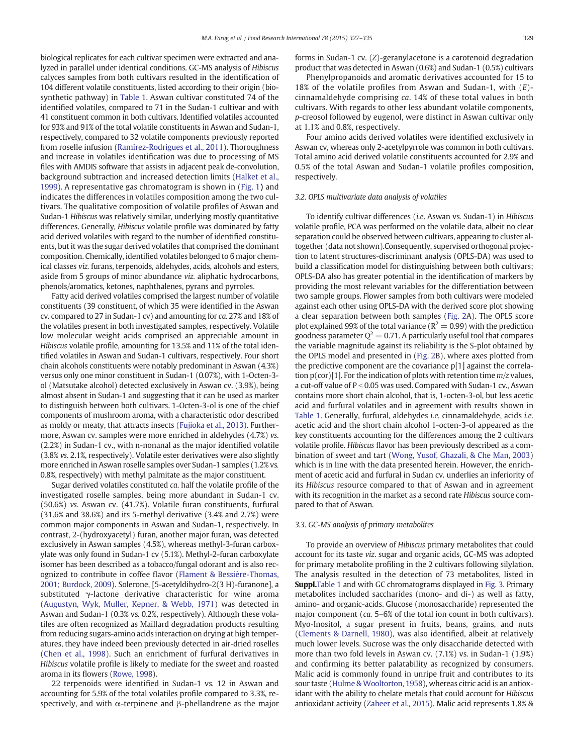biological replicates for each cultivar specimen were extracted and analyzed in parallel under identical conditions. GC-MS analysis of *Hibiscus* calyces samples from both cultivars resulted in the identification of 104 different volatile constituents, listed according to their origin (biosynthetic pathway) in Table 1. Aswan cultivar constituted 74 of the identified volatiles, compared to 71 in the Sudan-1 cultivar and with 41 constituent common in both cultivars. Identified volatiles accounted for 93% and 91% of the total volatile constituents in Aswan and Sudan-1, respectively, compared to 32 volatile components previously reported from roselle infusion (Ramírez-Rodrigues et al., 2011). Thoroughness and increase in volatiles identification was due to processing of MS files with AMDIS software that assists in adjacent peak de-convolution, background subtraction and increased detection limits (Halket et al., 1999). A representative gas chromatogram is shown in (Fig. 1) and indicates the differences in volatiles composition among the two cultivars. The qualitative composition of volatile profiles of Aswan and Sudan-1 *Hibiscus* was relatively similar, underlying mostly quantitative differences. Generally, *Hibiscus* volatile profile was dominated by fatty acid derived volatiles with regard to the number of identified constituents, but it was the sugar derived volatiles that comprised the dominant composition. Chemically, identified volatiles belonged to 6 major chemical classes *viz.* furans, terpenoids, aldehydes, acids, alcohols and esters, aside from 5 groups of minor abundance *viz.* aliphatic hydrocarbons, phenols/aromatics, ketones, naphthalenes, pyrans and pyrroles.

Fatty acid derived volatiles comprised the largest number of volatile constituents (39 constituent, of which 35 were identified in the Aswan cv. compared to 27 in Sudan-1 cv) and amounting for *ca.* 27% and 18% of the volatiles present in both investigated samples, respectively. Volatile low molecular weight acids comprised an appreciable amount in *Hibiscus* volatile profile, amounting for 13.5% and 11% of the total identified volatiles in Aswan and Sudan-1 cultivars, respectively. Four short chain alcohols constituents were notably predominant in Aswan (4.3%) versus only one minor constituent in Sudan-1 (0.07%), with 1-Octen-3-ol (Matsutake alcohol) detected exclusively in Aswan cv. (3.9%), being almost absent in Sudan-1 and suggesting that it can be used as marker to distinguish between both cultivars. 1-Octen-3-ol is one of the chief components of mushroom aroma, with a characteristic odor described as moldy or meaty, that attracts insects (Fujioka et al., 2013). Furthermore, Aswan cv. samples were more enriched in aldehydes (4.7%) *vs.* (2.2%) in Sudan-1 cv., with n-nonanal as the major identified volatile (3.8% *vs.* 2.1%, respectively). Volatile ester derivatives were also slightly more enriched in Aswan roselle samples over Sudan-1 samples (1.2% *vs.* 0.8%, respectively) with methyl palmitate as the major constituent.

Sugar derived volatiles constituted *ca.* half the volatile profile of the investigated roselle samples, being more abundant in Sudan-1 cv. (50.6%) *vs.* Aswan cv. (41.7%). Volatile furan constituents, furfural (31.6% and 38.6%) and its 5-methyl derivative (3.4% and 2.7%) were common major components in Aswan and Sudan-1, respectively. In contrast, 2-(hydroxyacetyl) furan, another major furan, was detected exclusively in Aswan samples (4.5%), whereas methyl-3-furan carboxylate was only found in Sudan-1 cv (5.1%). Methyl-2-furan carboxylate isomer has been described as a tobacco/fungal odorant and is also recognized to contribute in coffee flavor (Flament & Bessière-Thomas, 2001; Burdock, 2009). Solerone, [5-acetyldihydro-2(3 H)-furanone], a substituted γ-lactone derivative characteristic for wine aroma (Augustyn, Wyk, Muller, Kepner, & Webb, 1971) was detected in Aswan and Sudan-1 (0.3% *vs.* 0.2%, respectively). Although these volatiles are often recognized as Maillard degradation products resulting from reducing sugars-amino acids interaction on drying at high temperatures, they have indeed been previously detected in air-dried roselles (Chen et al., 1998). Such an enrichment of furfural derivatives in *Hibiscus* volatile profile is likely to mediate for the sweet and roasted aroma in its flowers (Rowe, 1998).

22 terpenoids were identified in Sudan-1 *vs.* 12 in Aswan and accounting for 5.9% of the total volatiles profile compared to 3.3%, respectively, and with α-terpinene and β-phellandrene as the major forms in Sudan-1 cv. (*Z*)-geranylacetone is a carotenoid degradation product that was detected in Aswan (0.6%) and Sudan-1 (0.5%) cultivars

Phenylpropanoids and aromatic derivatives accounted for 15 to 18% of the volatile profiles from Aswan and Sudan-1, with (*E*)-cinnamaldehyde comprising *ca.* 14% of these total values in both cultivars. With regards to other less abundant volatile components, *p*-creosol followed by eugenol, were distinct in Aswan cultivar only at 1.1% and 0.8%, respectively.

Four amino acids derived volatiles were identified exclusively in Aswan cv, whereas only 2-acetylpyrrole was common in both cultivars. Total amino acid derived volatile constituents accounted for 2.9% and 0.5% of the total Aswan and Sudan-1 volatile profiles composition, respectively.

### 3.2. OPLS multivariate data analysis of volatiles

To identify cultivar differences (*i.e.* Aswan vs. Sudan-1) in *Hibiscus* volatile profile, PCA was performed on the volatile data, albeit no clear separation could be observed between cultivars, appearing to cluster altogether (data not shown).Consequently, supervised orthogonal projection to latent structures-discriminant analysis (OPLS-DA) was used to build a classification model for distinguishing between both cultivars; OPLS-DA also has greater potential in the identification of markers by providing the most relevant variables for the differentiation between two sample groups. Flower samples from both cultivars were modeled against each other using OPLS-DA with the derived score plot showing a clear separation between both samples (Fig. 2A). The OPLS score plot explained 99% of the total variance ($R^2 = 0.99$) with the prediction goodness parameter $Q^2 = 0.71$. A particularly useful tool that compares the variable magnitude against its reliability is the S-plot obtained by the OPLS model and presented in (Fig. 2B), where axes plotted from the predictive component are the covariance p[1] against the correlation p(cor)[1]. For the indication of plots with retention time *m/z* values, a cut-off value of $P < 0.05$ was used. Compared with Sudan-1 cv., Aswan contains more short chain alcohol, that is, 1-octen-3-ol, but less acetic acid and furfural volatiles and in agreement with results shown in Table 1. Generally, furfural, aldehydes *i.e.* cinnamaldehyde, acids *i.e.* acetic acid and the short chain alcohol 1-octen-3-ol appeared as the key constituents accounting for the differences among the 2 cultivars volatile profile. *Hibiscus* flavor has been previously described as a combination of sweet and tart (Wong, Yusof, Ghazali, & Che Man, 2003) which is in line with the data presented herein. However, the enrichment of acetic acid and furfural in Sudan cv. underlies an inferiority of its *Hibiscus* resource compared to that of Aswan and in agreement with its recognition in the market as a second rate *Hibiscus* source compared to that of Aswan.

### 3.3. GC-MS analysis of primary metabolites

To provide an overview of *Hibiscus* primary metabolites that could account for its taste *viz.* sugar and organic acids, GC-MS was adopted for primary metabolite profiling in the 2 cultivars following silylation. The analysis resulted in the detection of 73 metabolites, listed in **Suppl.**Table 1 and with GC chromatograms displayed in Fig. 3. Primary metabolites included saccharides (mono- and di-) as well as fatty, amino- and organic-acids. Glucose (monosaccharide) represented the major component (*ca.* 5–6% of the total ion count in both cultivars). Myo-Inositol, a sugar present in fruits, beans, grains, and nuts (Clements & Darnell, 1980), was also identified, albeit at relatively much lower levels. Sucrose was the only disaccharide detected with more than two fold levels in Aswan cv. (7.1%) vs. in Sudan-1 (1.9%) and confirming its better palatability as recognized by consumers. Malic acid is commonly found in unripe fruit and contributes to its sour taste (Hulme & Wooltorton, 1958), whereas citric acid is an antioxidant with the ability to chelate metals that could account for *Hibiscus* antioxidant activity (Zaheer et al., 2015). Malic acid represents 1.8% &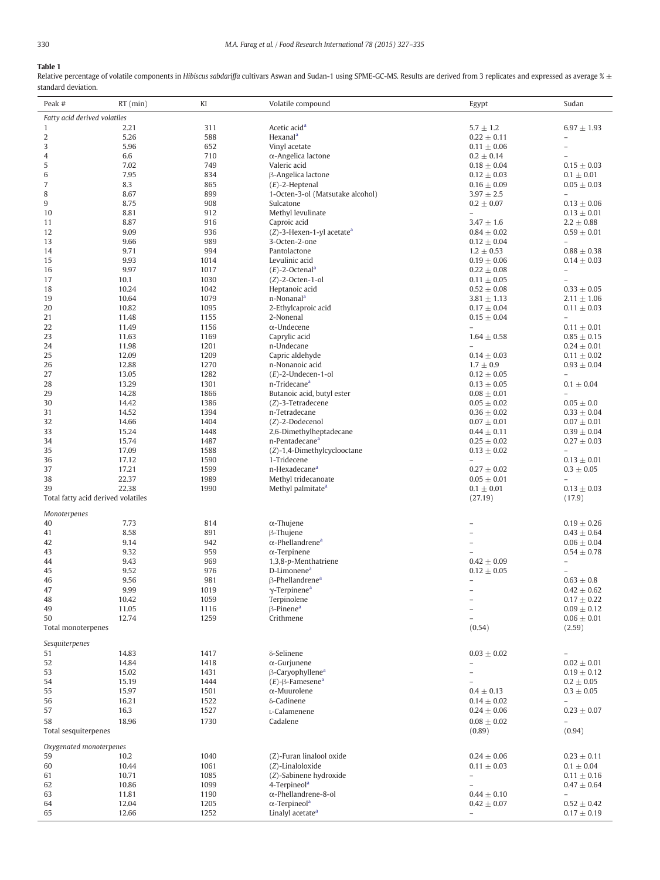**Table 1**
Relative percentage of volatile components in *Hibiscus sabdariffa* cultivars Aswan and Sudan-1 using SPME-GC-MS. Results are derived from 3 replicates and expressed as average % ± standard deviation.

| Peak # | RT (min) | KI | Volatile compound | Egypt | Sudan |
|---|---|---|---|---|---|
| *Fatty acid derived volatiles* | | | | | |
| 1 | 2.21 | 311 | Acetic acid[a] | 5.7 ± 1.2 | 6.97 ± 1.93 |
| 2 | 5.26 | 588 | Hexanal[a] | 0.22 ± 0.11 | – |
| 3 | 5.96 | 652 | Vinyl acetate | 0.11 ± 0.06 | – |
| 4 | 6.6 | 710 | α-Angelica lactone | 0.2 ± 0.14 | – |
| 5 | 7.02 | 749 | Valeric acid | 0.18 ± 0.04 | 0.15 ± 0.03 |
| 6 | 7.95 | 834 | β-Angelica lactone | 0.12 ± 0.03 | 0.1 ± 0.01 |
| 7 | 8.3 | 865 | (*E*)-2-Heptenal | 0.16 ± 0.09 | 0.05 ± 0.03 |
| 8 | 8.67 | 899 | 1-Octen-3-ol (Matsutake alcohol) | 3.97 ± 2.5 | – |
| 9 | 8.75 | 908 | Sulcatone | 0.2 ± 0.07 | 0.13 ± 0.06 |
| 10 | 8.81 | 912 | Methyl levulinate | – | 0.13 ± 0.01 |
| 11 | 8.87 | 916 | Caproic acid | 3.47 ± 1.6 | 2.2 ± 0.88 |
| 12 | 9.09 | 936 | (*Z*)-3-Hexen-1-yl acetate[a] | 0.84 ± 0.02 | 0.59 ± 0.01 |
| 13 | 9.66 | 989 | 3-Octen-2-one | 0.12 ± 0.04 | – |
| 14 | 9.71 | 994 | Pantolactone | 1.2 ± 0.53 | 0.88 ± 0.38 |
| 15 | 9.93 | 1014 | Levulinic acid | 0.19 ± 0.06 | 0.14 ± 0.03 |
| 16 | 9.97 | 1017 | (*E*)-2-Octenal[a] | 0.22 ± 0.08 | – |
| 17 | 10.1 | 1030 | (*Z*)-2-Octen-1-ol | 0.11 ± 0.05 | – |
| 18 | 10.24 | 1042 | Heptanoic acid | 0.52 ± 0.08 | 0.33 ± 0.05 |
| 19 | 10.64 | 1079 | n-Nonanal[a] | 3.81 ± 1.13 | 2.11 ± 1.06 |
| 20 | 10.82 | 1095 | 2-Ethylcaproic acid | 0.17 ± 0.04 | 0.11 ± 0.03 |
| 21 | 11.48 | 1155 | 2-Nonenal | 0.15 ± 0.04 | – |
| 22 | 11.49 | 1156 | α-Undecene | – | 0.11 ± 0.01 |
| 23 | 11.63 | 1169 | Caprylic acid | 1.64 ± 0.58 | 0.85 ± 0.15 |
| 24 | 11.98 | 1201 | n-Undecane | – | 0.24 ± 0.01 |
| 25 | 12.09 | 1209 | Capric aldehyde | 0.14 ± 0.03 | 0.11 ± 0.02 |
| 26 | 12.88 | 1270 | n-Nonanoic acid | 1.7 ± 0.9 | 0.93 ± 0.04 |
| 27 | 13.05 | 1282 | (*E*)-2-Undecen-1-ol | 0.12 ± 0.05 | – |
| 28 | 13.29 | 1301 | n-Tridecane[a] | 0.13 ± 0.05 | 0.1 ± 0.04 |
| 29 | 14.28 | 1866 | Butanoic acid, butyl ester | 0.08 ± 0.01 | – |
| 30 | 14.42 | 1386 | (*Z*)-3-Tetradecene | 0.05 ± 0.02 | 0.05 ± 0.0 |
| 31 | 14.52 | 1394 | n-Tetradecane | 0.36 ± 0.02 | 0.33 ± 0.04 |
| 32 | 14.66 | 1404 | (*Z*)-2-Dodecenol | 0.07 ± 0.01 | 0.07 ± 0.01 |
| 33 | 15.24 | 1448 | 2,6-Dimethylheptadecane | 0.44 ± 0.11 | 0.39 ± 0.04 |
| 34 | 15.74 | 1487 | n-Pentadecane[a] | 0.25 ± 0.02 | 0.27 ± 0.03 |
| 35 | 17.09 | 1588 | (*Z*)-1,4-Dimethylcyclooctane | 0.13 ± 0.02 | – |
| 36 | 17.12 | 1590 | 1-Tridecene | – | 0.13 ± 0.01 |
| 37 | 17.21 | 1599 | n-Hexadecane[a] | 0.27 ± 0.02 | 0.3 ± 0.05 |
| 38 | 22.37 | 1989 | Methyl tridecanoate | 0.05 ± 0.01 | – |
| 39 | 22.38 | 1990 | Methyl palmitate[a] | 0.1 ± 0.01 | 0.13 ± 0.03 |
| Total fatty acid derived volatiles | | | | (27.19) | (17.9) |
| *Monoterpenes* | | | | | |
| 40 | 7.73 | 814 | α-Thujene | – | 0.19 ± 0.26 |
| 41 | 8.58 | 891 | β-Thujene | – | 0.43 ± 0.64 |
| 42 | 9.14 | 942 | α-Phellandrene[a] | – | 0.06 ± 0.04 |
| 43 | 9.32 | 959 | α-Terpinene | – | 0.54 ± 0.78 |
| 44 | 9.43 | 969 | 1,3,8-*p*-Menthatriene | 0.42 ± 0.09 | – |
| 45 | 9.52 | 976 | D-Limonene[a] | 0.12 ± 0.05 | – |
| 46 | 9.56 | 981 | β-Phellandrene[a] | – | 0.63 ± 0.8 |
| 47 | 9.99 | 1019 | γ-Terpinene[a] | – | 0.42 ± 0.62 |
| 48 | 10.42 | 1059 | Terpinolene | – | 0.17 ± 0.22 |
| 49 | 11.05 | 1116 | β-Pinene[a] | – | 0.09 ± 0.12 |
| 50 | 12.74 | 1259 | Crithmene | – | 0.06 ± 0.01 |
| Total monoterpenes | | | | (0.54) | (2.59) |
| *Sesquiterpenes* | | | | | |
| 51 | 14.83 | 1417 | δ-Selinene | 0.03 ± 0.02 | – |
| 52 | 14.84 | 1418 | α-Gurjunene | – | 0.02 ± 0.01 |
| 53 | 15.02 | 1431 | β-Caryophyllene[a] | – | 0.19 ± 0.12 |
| 54 | 15.19 | 1444 | (*E*)-β-Famesene[a] | – | 0.2 ± 0.05 |
| 55 | 15.97 | 1501 | α-Muurolene | 0.4 ± 0.13 | 0.3 ± 0.05 |
| 56 | 16.21 | 1522 | δ-Cadinene | 0.14 ± 0.02 | – |
| 57 | 16.3 | 1527 | L-Calamenene | 0.24 ± 0.06 | 0.23 ± 0.07 |
| 58 | 18.96 | 1730 | Cadalene | 0.08 ± 0.02 | – |
| Total sesquiterpenes | | | | (0.89) | (0.94) |
| *Oxygenated monoterpenes* | | | | | |
| 59 | 10.2 | 1040 | (*Z*)-Furan linalool oxide | 0.24 ± 0.06 | 0.23 ± 0.11 |
| 60 | 10.44 | 1061 | (*Z*)-Linaloloxide | 0.11 ± 0.03 | 0.1 ± 0.04 |
| 61 | 10.71 | 1085 | (*Z*)-Sabinene hydroxide | – | 0.11 ± 0.16 |
| 62 | 10.86 | 1099 | 4-Terpineol[a] | – | 0.47 ± 0.64 |
| 63 | 11.81 | 1190 | α-Phellandrene-8-ol | 0.44 ± 0.10 | – |
| 64 | 12.04 | 1205 | α-Terpineol[a] | 0.42 ± 0.07 | 0.52 ± 0.42 |
| 65 | 12.66 | 1252 | Linalyl acetate[a] | – | 0.17 ± 0.19 |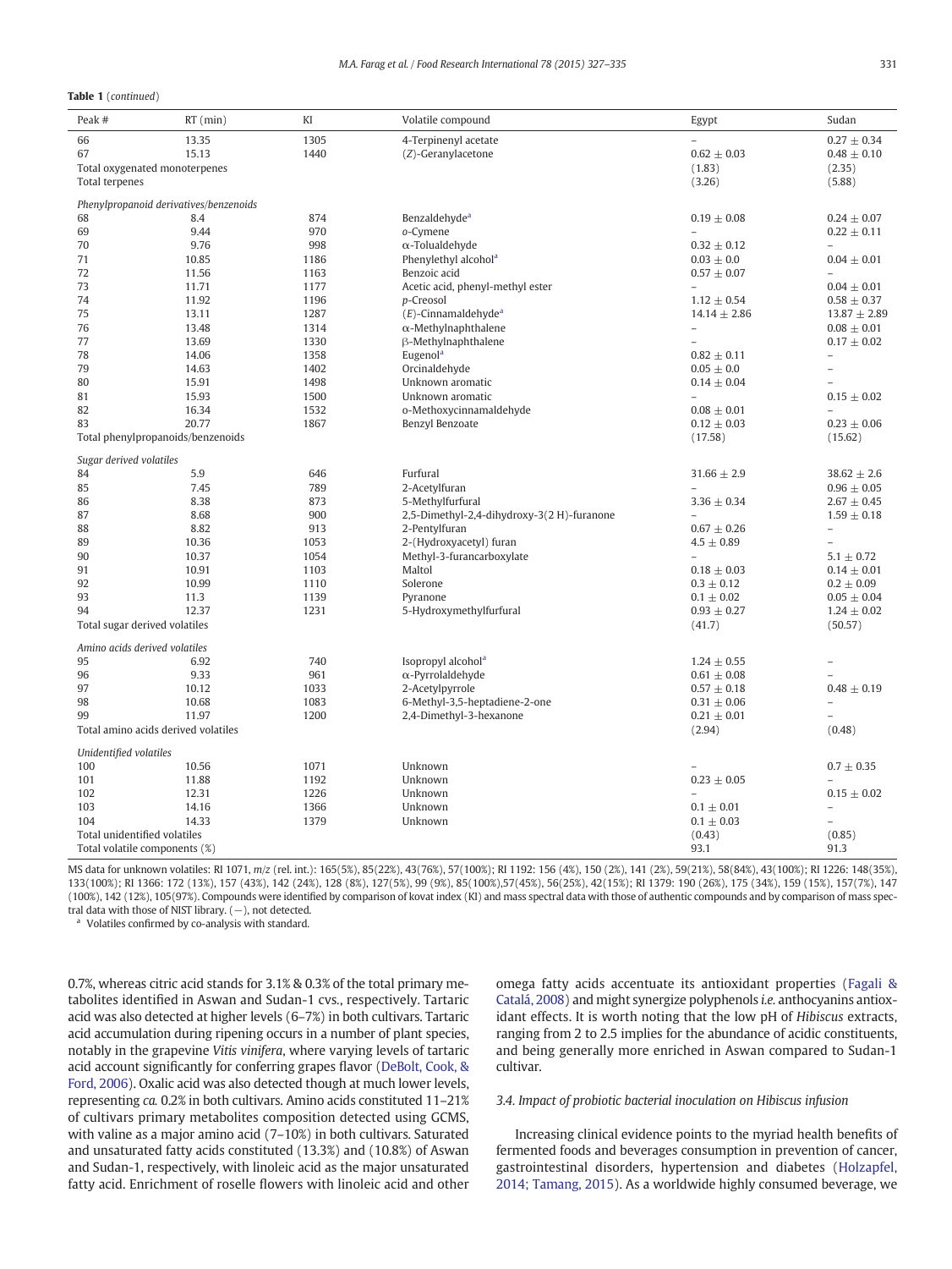**Table 1** (*continued*)

| Peak # | RT (min) | KI | Volatile compound | Egypt | Sudan |
|---|---|---|---|---|---|
| 66 | 13.35 | 1305 | 4-Terpinenyl acetate | – | 0.27 ± 0.34 |
| 67 | 15.13 | 1440 | (*Z*)-Geranylacetone | 0.62 ± 0.03 | 0.48 ± 0.10 |
| Total oxygenated monoterpenes | | | | (1.83) | (2.35) |
| Total terpenes | | | | (3.26) | (5.88) |
| *Phenylpropanoid derivatives/benzenoids* | | | | | |
| 68 | 8.4 | 874 | Benzaldehyde[a] | 0.19 ± 0.08 | 0.24 ± 0.07 |
| 69 | 9.44 | 970 | *o*-Cymene | – | 0.22 ± 0.11 |
| 70 | 9.76 | 998 | α-Tolualdehyde | 0.32 ± 0.12 | – |
| 71 | 10.85 | 1186 | Phenylethyl alcohol[a] | 0.03 ± 0.0 | 0.04 ± 0.01 |
| 72 | 11.56 | 1163 | Benzoic acid | 0.57 ± 0.07 | – |
| 73 | 11.71 | 1177 | Acetic acid, phenyl-methyl ester | – | 0.04 ± 0.01 |
| 74 | 11.92 | 1196 | *p*-Creosol | 1.12 ± 0.54 | 0.58 ± 0.37 |
| 75 | 13.11 | 1287 | (*E*)-Cinnamaldehyde[a] | 14.14 ± 2.86 | 13.87 ± 2.89 |
| 76 | 13.48 | 1314 | α-Methylnaphthalene | – | 0.08 ± 0.01 |
| 77 | 13.69 | 1330 | β-Methylnaphthalene | – | 0.17 ± 0.02 |
| 78 | 14.06 | 1358 | Eugenol[a] | 0.82 ± 0.11 | – |
| 79 | 14.63 | 1402 | Orcinaldehyde | 0.05 ± 0.0 | – |
| 80 | 15.91 | 1498 | Unknown aromatic | 0.14 ± 0.04 | – |
| 81 | 15.93 | 1500 | Unknown aromatic | – | 0.15 ± 0.02 |
| 82 | 16.34 | 1532 | o-Methoxycinnamaldehyde | 0.08 ± 0.01 | – |
| 83 | 20.77 | 1867 | Benzyl Benzoate | 0.12 ± 0.03 | 0.23 ± 0.06 |
| Total phenylpropanoids/benzenoids | | | | (17.58) | (15.62) |
| *Sugar derived volatiles* | | | | | |
| 84 | 5.9 | 646 | Furfural | 31.66 ± 2.9 | 38.62 ± 2.6 |
| 85 | 7.45 | 789 | 2-Acetylfuran | – | 0.96 ± 0.05 |
| 86 | 8.38 | 873 | 5-Methylfurfural | 3.36 ± 0.34 | 2.67 ± 0.45 |
| 87 | 8.68 | 900 | 2,5-Dimethyl-2,4-dihydroxy-3(2 H)-furanone | – | 1.59 ± 0.18 |
| 88 | 8.82 | 913 | 2-Pentylfuran | 0.67 ± 0.26 | – |
| 89 | 10.36 | 1053 | 2-(Hydroxyacetyl) furan | 4.5 ± 0.89 | – |
| 90 | 10.37 | 1054 | Methyl-3-furancarboxylate | – | 5.1 ± 0.72 |
| 91 | 10.91 | 1103 | Maltol | 0.18 ± 0.03 | 0.14 ± 0.01 |
| 92 | 10.99 | 1110 | Solerone | 0.3 ± 0.12 | 0.2 ± 0.09 |
| 93 | 11.3 | 1139 | Pyranone | 0.1 ± 0.02 | 0.05 ± 0.04 |
| 94 | 12.37 | 1231 | 5-Hydroxymethylfurfural | 0.93 ± 0.27 | 1.24 ± 0.02 |
| Total sugar derived volatiles | | | | (41.7) | (50.57) |
| *Amino acids derived volatiles* | | | | | |
| 95 | 6.92 | 740 | Isopropyl alcohol[a] | 1.24 ± 0.55 | – |
| 96 | 9.33 | 961 | α-Pyrrolaldehyde | 0.61 ± 0.08 | – |
| 97 | 10.12 | 1033 | 2-Acetylpyrrole | 0.57 ± 0.18 | 0.48 ± 0.19 |
| 98 | 10.68 | 1083 | 6-Methyl-3,5-heptadiene-2-one | 0.31 ± 0.06 | – |
| 99 | 11.97 | 1200 | 2,4-Dimethyl-3-hexanone | 0.21 ± 0.01 | – |
| Total amino acids derived volatiles | | | | (2.94) | (0.48) |
| *Unidentified volatiles* | | | | | |
| 100 | 10.56 | 1071 | Unknown | – | 0.7 ± 0.35 |
| 101 | 11.88 | 1192 | Unknown | 0.23 ± 0.05 | – |
| 102 | 12.31 | 1226 | Unknown | – | 0.15 ± 0.02 |
| 103 | 14.16 | 1366 | Unknown | 0.1 ± 0.01 | – |
| 104 | 14.33 | 1379 | Unknown | 0.1 ± 0.03 | – |
| Total unidentified volatiles | | | | (0.43) | (0.85) |
| Total volatile components (%) | | | | 93.1 | 91.3 |

MS data for unknown volatiles: RI 1071, *m/z* (rel. int.): 165(5%), 85(22%), 43(76%), 57(100%); RI 1192: 156 (4%), 150 (2%), 141 (2%), 59(21%), 58(84%), 43(100%); RI 1226: 148(35%), 133(100%); RI 1366: 172 (13%), 157 (43%), 142 (24%), 128 (8%), 127(5%), 99 (9%), 85(100%),57(45%), 56(25%), 42(15%); RI 1379: 190 (26%), 175 (34%), 159 (15%), 157(7%), 147 (100%), 142 (12%), 105(97%). Compounds were identified by comparison of kovat index (KI) and mass spectral data with those of authentic compounds and by comparison of mass spectral data with those of NIST library. (−), not detected.

[a] Volatiles confirmed by co-analysis with standard.

0.7%, whereas citric acid stands for 3.1% & 0.3% of the total primary metabolites identified in Aswan and Sudan-1 cvs., respectively. Tartaric acid was also detected at higher levels (6–7%) in both cultivars. Tartaric acid accumulation during ripening occurs in a number of plant species, notably in the grapevine *Vitis vinifera*, where varying levels of tartaric acid account significantly for conferring grapes flavor (DeBolt, Cook, & Ford, 2006). Oxalic acid was also detected though at much lower levels, representing *ca.* 0.2% in both cultivars. Amino acids constituted 11–21% of cultivars primary metabolites composition detected using GCMS, with valine as a major amino acid (7–10%) in both cultivars. Saturated and unsaturated fatty acids constituted (13.3%) and (10.8%) of Aswan and Sudan-1, respectively, with linoleic acid as the major unsaturated fatty acid. Enrichment of roselle flowers with linoleic acid and other omega fatty acids accentuate its antioxidant properties (Fagali & Catalá, 2008) and might synergize polyphenols *i.e.* anthocyanins antioxidant effects. It is worth noting that the low pH of *Hibiscus* extracts, ranging from 2 to 2.5 implies for the abundance of acidic constituents, and being generally more enriched in Aswan compared to Sudan-1 cultivar.

### 3.4. Impact of probiotic bacterial inoculation on Hibiscus infusion

Increasing clinical evidence points to the myriad health benefits of fermented foods and beverages consumption in prevention of cancer, gastrointestinal disorders, hypertension and diabetes (Holzapfel, 2014; Tamang, 2015). As a worldwide highly consumed beverage, we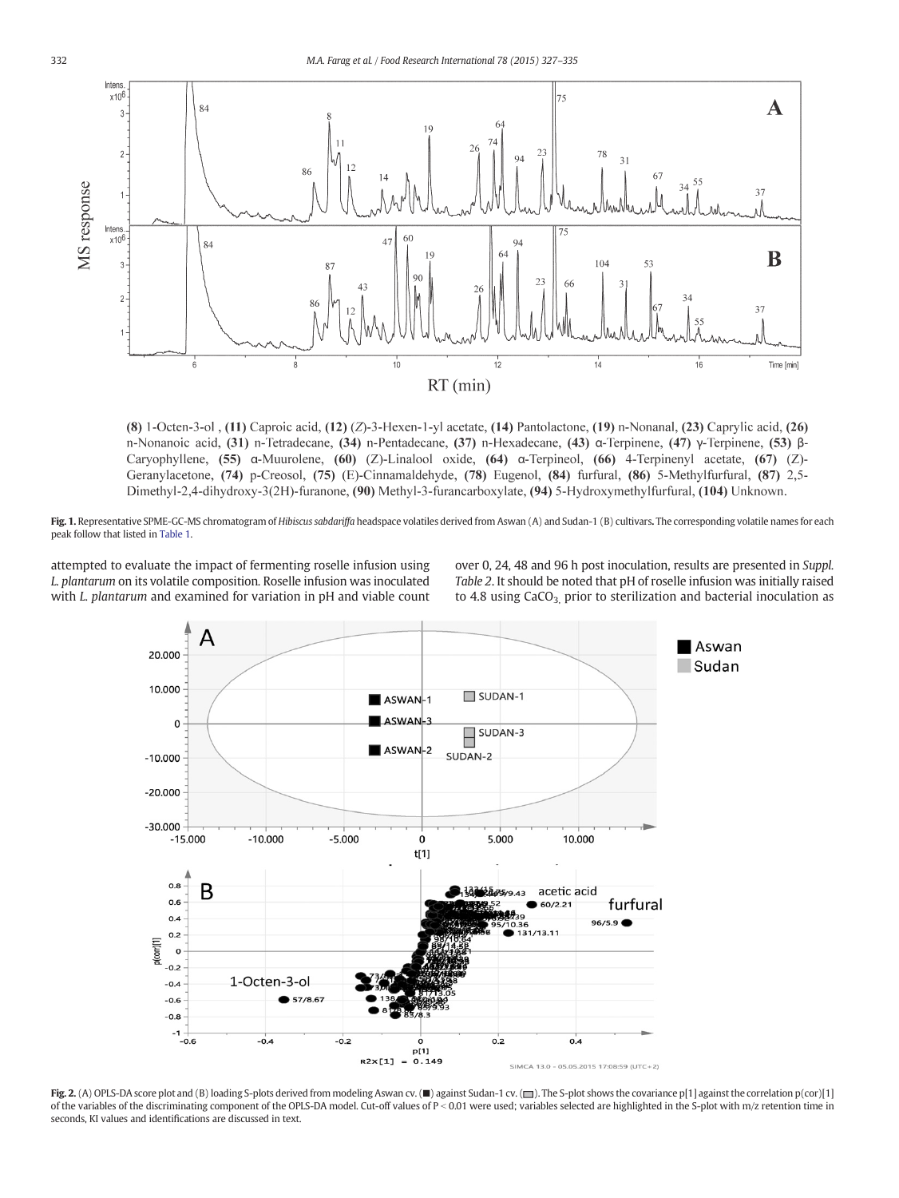(8) 1-Octen-3-ol , (11) Caproic acid, (12) (Z)-3-Hexen-1-yl acetate, (14) Pantolactone, (19) n-Nonanal, (23) Caprylic acid, (26) n-Nonanoic acid, (31) n-Tetradecane, (34) n-Pentadecane, (37) n-Hexadecane, (43) α-Terpinene, (47) γ-Terpinene, (53) β-Caryophyllene, (55) α-Muurolene, (60) (Z)-Linalool oxide, (64) α-Terpineol, (66) 4-Terpinenyl acetate, (67) (Z)-Geranylacetone, (74) p-Creosol, (75) (E)-Cinnamaldehyde, (78) Eugenol, (84) furfural, (86) 5-Methylfurfural, (87) 2,5-Dimethyl-2,4-dihydroxy-3(2H)-furanone, (90) Methyl-3-furancarboxylate, (94) 5-Hydroxymethylfurfural, (104) Unknown.

**Fig. 1.** Representative SPME-GC-MS chromatogram of *Hibiscus sabdariffa* headspace volatiles derived from Aswan (A) and Sudan-1 (B) cultivars. The corresponding volatile names for each peak follow that listed in Table 1.

attempted to evaluate the impact of fermenting roselle infusion using *L. plantarum* on its volatile composition. Roselle infusion was inoculated with *L. plantarum* and examined for variation in pH and viable count over 0, 24, 48 and 96 h post inoculation, results are presented in *Suppl. Table 2*. It should be noted that pH of roselle infusion was initially raised to 4.8 using $CaCO_3$ prior to sterilization and bacterial inoculation as

**Fig. 2.** (A) OPLS-DA score plot and (B) loading S-plots derived from modeling Aswan cv. (■) against Sudan-1 cv. (□). The S-plot shows the covariance p[1] against the correlation p(cor)[1] of the variables of the discriminating component of the OPLS-DA model. Cut-off values of P < 0.01 were used; variables selected are highlighted in the S-plot with m/z retention time in seconds, KI values and identifications are discussed in text.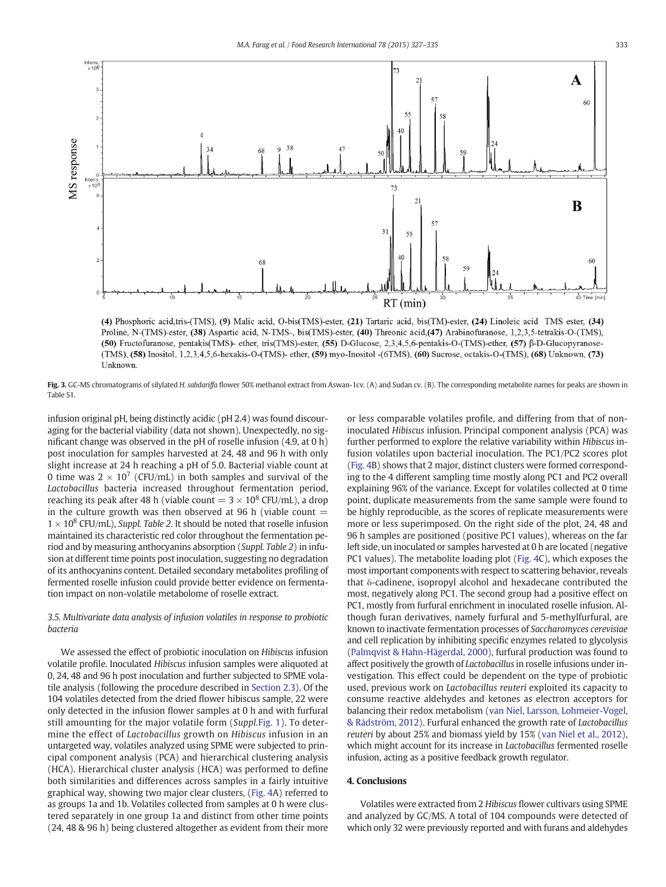(4) Phosphoric acid,tris-(TMS), (9) Malic acid, O-bis(TMS)-ester, (21) Tartaric acid, bis(TM)-ester, (24) Linoleic acid TMS ester, (34) Proline, N-(TMS)-ester, (38) Aspartic acid, N-TMS-, bis(TMS)-ester, (40) Threonic acid,(47) Arabinofuranose, 1,2,3,5-tetrakis-O-(TMS), (50) Fructofuranose, pentakis(TMS)- ether, tris(TMS)-ester, (55) D-Glucose, 2,3,4,5,6-pentakis-O-(TMS)-ether, (57) β-D-Glucopyranose-(TMS), (58) Inositol, 1,2,3,4,5,6-hexakis-O-(TMS)- ether, (59) myo-Inositol -(6TMS), (60) Sucrose, octakis-O-(TMS), (68) Unknown, (73) Unknown.

**Fig. 3.** GC-MS chromatograms of silylated *H. sabdariffa* flower 50% methanol extract from Aswan-1cv. (A) and Sudan cv. (B). The corresponding metabolite names for peaks are shown in Table S1.

infusion original pH, being distinctly acidic (pH 2.4) was found discouraging for the bacterial viability (data not shown). Unexpectedly, no significant change was observed in the pH of roselle infusion (4.9, at 0 h) post inoculation for samples harvested at 24, 48 and 96 h with only slight increase at 24 h reaching a pH of 5.0. Bacterial viable count at 0 time was $2 \times 10^7$ (CFU/mL) in both samples and survival of the *Lactobacillus* bacteria increased throughout fermentation period, reaching its peak after 48 h (viable count $= 3 \times 10^8$ CFU/mL), a drop in the culture growth was then observed at 96 h (viable count $= 1 \times 10^8$ CFU/mL), *Suppl. Table 2*. It should be noted that roselle infusion maintained its characteristic red color throughout the fermentation period and by measuring anthocyanins absorption (*Suppl. Table 2*) in infusion at different time points post inoculation, suggesting no degradation of its anthocyanins content. Detailed secondary metabolites profiling of fermented roselle infusion could provide better evidence on fermentation impact on non-volatile metabolome of roselle extract.

### 3.5. Multivariate data analysis of infusion volatiles in response to probiotic bacteria

We assessed the effect of probiotic inoculation on *Hibiscus* infusion volatile profile. Inoculated *Hibiscus* infusion samples were aliquoted at 0, 24, 48 and 96 h post inoculation and further subjected to SPME volatile analysis (following the procedure described in Section 2.3). Of the 104 volatiles detected from the dried flower hibiscus sample, 22 were only detected in the infusion flower samples at 0 h and with furfural still amounting for the major volatile form (Suppl.Fig. 1). To determine the effect of *Lactobacillus* growth on *Hibiscus* infusion in an untargeted way, volatiles analyzed using SPME were subjected to principal component analysis (PCA) and hierarchical clustering analysis (HCA). Hierarchical cluster analysis (HCA) was performed to define both similarities and differences across samples in a fairly intuitive graphical way, showing two major clear clusters, (Fig. 4A) referred to as groups 1a and 1b. Volatiles collected from samples at 0 h were clustered separately in one group 1a and distinct from other time points (24, 48 & 96 h) being clustered altogether as evident from their more or less comparable volatiles profile, and differing from that of non-inoculated *Hibiscus* infusion. Principal component analysis (PCA) was further performed to explore the relative variability within *Hibiscus* infusion volatiles upon bacterial inoculation. The PC1/PC2 scores plot (Fig. 4B) shows that 2 major, distinct clusters were formed corresponding to the 4 different sampling time mostly along PC1 and PC2 overall explaining 96% of the variance. Except for volatiles collected at 0 time point, duplicate measurements from the same sample were found to be highly reproducible, as the scores of replicate measurements were more or less superimposed. On the right side of the plot, 24, 48 and 96 h samples are positioned (positive PC1 values), whereas on the far left side, un inoculated or samples harvested at 0 h are located (negative PC1 values). The metabolite loading plot (Fig. 4C), which exposes the most important components with respect to scattering behavior, reveals that δ-cadinene, isopropyl alcohol and hexadecane contributed the most, negatively along PC1. The second group had a positive effect on PC1, mostly from furfural enrichment in inoculated roselle infusion. Although furan derivatives, namely furfural and 5-methylfurfural, are known to inactivate fermentation processes of *Saccharomyces cerevisiae* and cell replication by inhibiting specific enzymes related to glycolysis (Palmqvist & Hahn-Hägerdal, 2000), furfural production was found to affect positively the growth of *Lactobacillus* in roselle infusions under investigation. This effect could be dependent on the type of probiotic used, previous work on *Lactobacillus reuteri* exploited its capacity to consume reactive aldehydes and ketones as electron acceptors for balancing their redox metabolism (van Niel, Larsson, Lohmeier-Vogel, & Rådström, 2012). Furfural enhanced the growth rate of *Lactobacillus reuteri* by about 25% and biomass yield by 15% (van Niel et al., 2012), which might account for its increase in *Lactobacillus* fermented roselle infusion, acting as a positive feedback growth regulator.

## 4. Conclusions

Volatiles were extracted from 2 *Hibiscus* flower cultivars using SPME and analyzed by GC/MS. A total of 104 compounds were detected of which only 32 were previously reported and with furans and aldehydes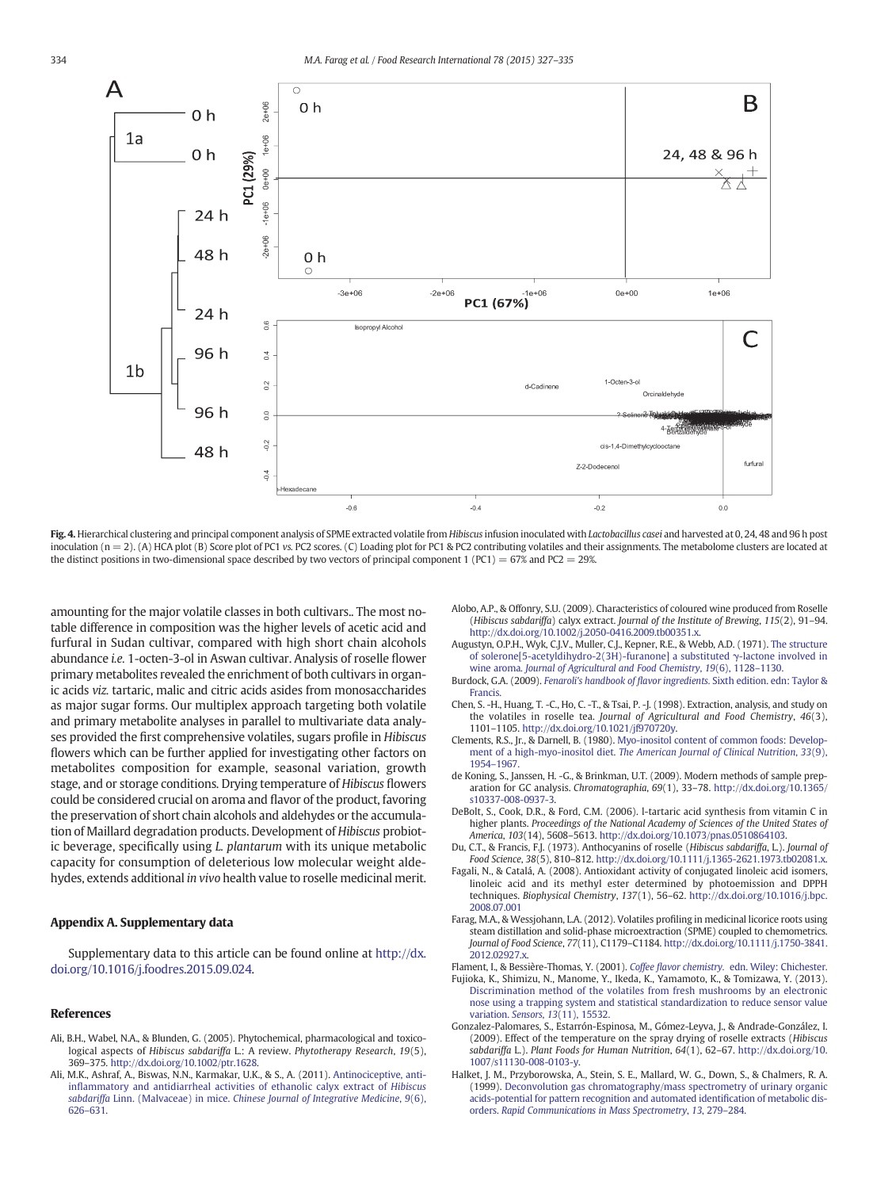**Fig. 4.** Hierarchical clustering and principal component analysis of SPME extracted volatile from *Hibiscus* infusion inoculated with *Lactobacillus casei* and harvested at 0, 24, 48 and 96 h post inoculation (n = 2). (A) HCA plot (B) Score plot of PC1 *vs.* PC2 scores. (C) Loading plot for PC1 & PC2 contributing volatiles and their assignments. The metabolome clusters are located at the distinct positions in two-dimensional space described by two vectors of principal component 1 (PC1) = 67% and PC2 = 29%.

amounting for the major volatile classes in both cultivars.. The most notable difference in composition was the higher levels of acetic acid and furfural in Sudan cultivar, compared with high short chain alcohols abundance *i.e.* 1-octen-3-ol in Aswan cultivar. Analysis of roselle flower primary metabolites revealed the enrichment of both cultivars in organic acids *viz.* tartaric, malic and citric acids asides from monosaccharides as major sugar forms. Our multiplex approach targeting both volatile and primary metabolite analyses in parallel to multivariate data analyses provided the first comprehensive volatiles, sugars profile in *Hibiscus* flowers which can be further applied for investigating other factors on metabolites composition for example, seasonal variation, growth stage, and or storage conditions. Drying temperature of *Hibiscus* flowers could be considered crucial on aroma and flavor of the product, favoring the preservation of short chain alcohols and aldehydes or the accumulation of Maillard degradation products. Development of *Hibiscus* probiotic beverage, specifically using *L. plantarum* with its unique metabolic capacity for consumption of deleterious low molecular weight aldehydes, extends additional *in vivo* health value to roselle medicinal merit.

## Appendix A. Supplementary data

Supplementary data to this article can be found online at http://dx.doi.org/10.1016/j.foodres.2015.09.024.

## References

Ali, B.H., Wabel, N.A., & Blunden, G. (2005). Phytochemical, pharmacological and toxicological aspects of *Hibiscus sabdariffa* L.: A review. *Phytotherapy Research*, *19*(5), 369–375. http://dx.doi.org/10.1002/ptr.1628.

Ali, M.K., Ashraf, A., Biswas, N.N., Karmakar, U.K., & S., A. (2011). Antinociceptive, anti-inflammatory and antidiarrheal activities of ethanolic calyx extract of *Hibiscus sabdariffa* Linn. (Malvaceae) in mice. *Chinese Journal of Integrative Medicine*, *9*(6), 626–631.

Alobo, A.P., & Offonry, S.U. (2009). Characteristics of coloured wine produced from Roselle (*Hibiscus sabdariffa*) calyx extract. *Journal of the Institute of Brewing*, *115*(2), 91–94. http://dx.doi.org/10.1002/j.2050-0416.2009.tb00351.x.

Augustyn, O.P.H., Wyk, C.J.V., Muller, C.J., Kepner, R.E., & Webb, A.D. (1971). The structure of solerone[5-acetyldihydro-2(3H)-furanone] a substituted γ-lactone involved in wine aroma. *Journal of Agricultural and Food Chemistry*, *19*(6), 1128–1130.

Burdock, G.A. (2009). *Fenaroli's handbook of flavor ingredients*. Sixth edition. edn: Taylor & Francis.

Chen, S. -H., Huang, T. -C., Ho, C. -T., & Tsai, P. -J. (1998). Extraction, analysis, and study on the volatiles in roselle tea. *Journal of Agricultural and Food Chemistry*, *46*(3), 1101–1105. http://dx.doi.org/10.1021/jf970720y.

Clements, R.S., Jr., & Darnell, B. (1980). Myo-inositol content of common foods: Development of a high-myo-inositol diet. *The American Journal of Clinical Nutrition*, *33*(9), 1954–1967.

de Koning, S., Janssen, H. -G., & Brinkman, U.T. (2009). Modern methods of sample preparation for GC analysis. *Chromatographia*, *69*(1), 33–78. http://dx.doi.org/10.1365/s10337-008-0937-3.

DeBolt, S., Cook, D.R., & Ford, C.M. (2006). l-tartaric acid synthesis from vitamin C in higher plants. *Proceedings of the National Academy of Sciences of the United States of America*, *103*(14), 5608–5613. http://dx.doi.org/10.1073/pnas.0510864103.

Du, C.T., & Francis, F.J. (1973). Anthocyanins of roselle (*Hibiscus sabdariffa*, L.). *Journal of Food Science*, *38*(5), 810–812. http://dx.doi.org/10.1111/j.1365-2621.1973.tb02081.x.

Fagali, N., & Catalá, A. (2008). Antioxidant activity of conjugated linoleic acid isomers, linoleic acid and its methyl ester determined by photoemission and DPPH techniques. *Biophysical Chemistry*, *137*(1), 56–62. http://dx.doi.org/10.1016/j.bpc.2008.07.001

Farag, M.A., & Wessjohann, L.A. (2012). Volatiles profiling in medicinal licorice roots using steam distillation and solid-phase microextraction (SPME) coupled to chemometrics. *Journal of Food Science*, *77*(11), C1179–C1184. http://dx.doi.org/10.1111/j.1750-3841.2012.02927.x.

Flament, I., & Bessière-Thomas, Y. (2001). *Coffee flavor chemistry*. edn. Wiley: Chichester.

Fujioka, K., Shimizu, N., Manome, Y., Ikeda, K., Yamamoto, K., & Tomizawa, Y. (2013). Discrimination method of the volatiles from fresh mushrooms by an electronic nose using a trapping system and statistical standardization to reduce sensor value variation. *Sensors*, *13*(11), 15532.

Gonzalez-Palomares, S., Estarrón-Espinosa, M., Gómez-Leyva, J., & Andrade-González, I. (2009). Effect of the temperature on the spray drying of roselle extracts (*Hibiscus sabdariffa* L.). *Plant Foods for Human Nutrition*, *64*(1), 62–67. http://dx.doi.org/10.1007/s11130-008-0103-y.

Halket, J. M., Przyborowska, A., Stein, S. E., Mallard, W. G., Down, S., & Chalmers, R. A. (1999). Deconvolution gas chromatography/mass spectrometry of urinary organic acids-potential for pattern recognition and automated identification of metabolic disorders. *Rapid Communications in Mass Spectrometry*, *13*, 279–284.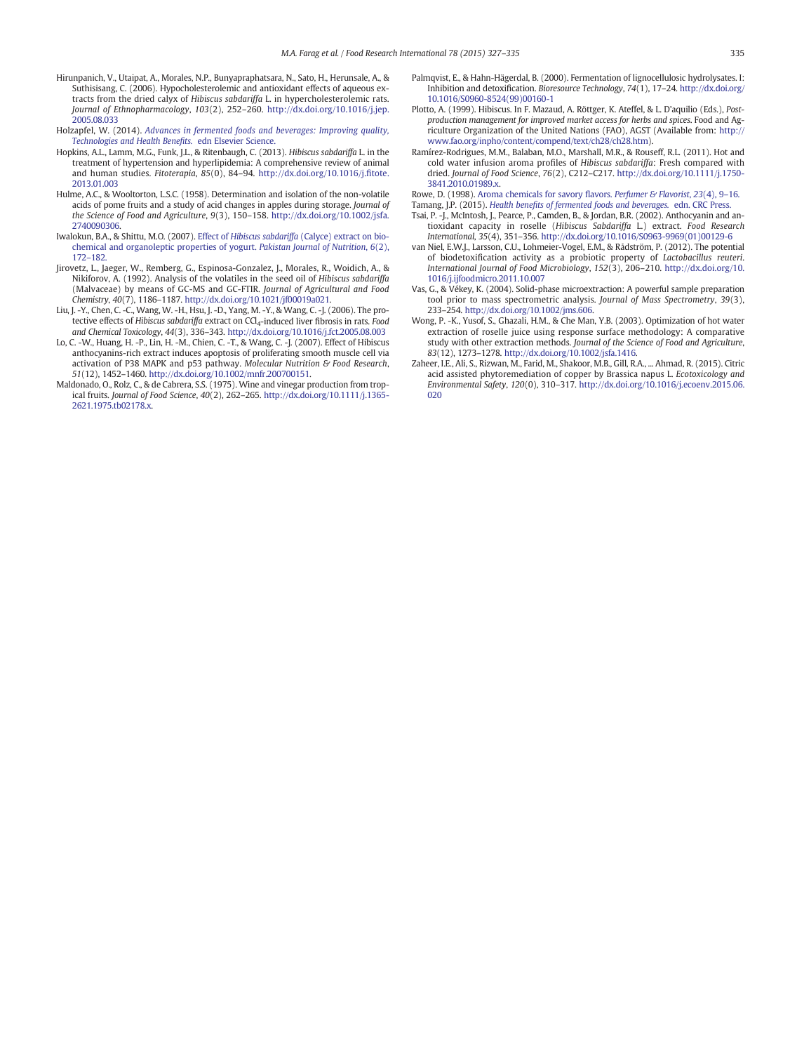Hirunpanich, V., Utaipat, A., Morales, N.P., Bunyapraphatsara, N., Sato, H., Herunsale, A., & Suthisisang, C. (2006). Hypocholesterolemic and antioxidant effects of aqueous extracts from the dried calyx of *Hibiscus sabdariffa* L. in hypercholesterolemic rats. *Journal of Ethnopharmacology*, *103*(2), 252–260. http://dx.doi.org/10.1016/j.jep.2005.08.033

Holzapfel, W. (2014). *Advances in fermented foods and beverages: Improving quality, Technologies and Health Benefits.* edn Elsevier Science.

Hopkins, A.L., Lamm, M.G., Funk, J.L., & Ritenbaugh, C. (2013). *Hibiscus sabdariffa* L. in the treatment of hypertension and hyperlipidemia: A comprehensive review of animal and human studies. *Fitoterapia*, *85*(0), 84–94. http://dx.doi.org/10.1016/j.fitote.2013.01.003

Hulme, A.C., & Wooltorton, L.S.C. (1958). Determination and isolation of the non-volatile acids of pome fruits and a study of acid changes in apples during storage. *Journal of the Science of Food and Agriculture*, *9*(3), 150–158. http://dx.doi.org/10.1002/jsfa.2740090306.

Iwalokun, B.A., & Shittu, M.O. (2007). Effect of *Hibiscus sabdariffa* (Calyce) extract on biochemical and organoleptic properties of yogurt. *Pakistan Journal of Nutrition*, *6*(2), 172–182.

Jirovetz, L., Jaeger, W., Remberg, G., Espinosa-Gonzalez, J., Morales, R., Woidich, A., & Nikiforov, A. (1992). Analysis of the volatiles in the seed oil of *Hibiscus sabdariffa* (Malvaceae) by means of GC-MS and GC-FTIR. *Journal of Agricultural and Food Chemistry*, *40*(7), 1186–1187. http://dx.doi.org/10.1021/jf00019a021.

Liu, J. -Y., Chen, C. -C., Wang, W. -H., Hsu, J. -D., Yang, M. -Y., & Wang, C. -J. (2006). The protective effects of *Hibiscus sabdariffa* extract on $CCl_4$-induced liver fibrosis in rats. *Food and Chemical Toxicology*, *44*(3), 336–343. http://dx.doi.org/10.1016/j.fct.2005.08.003

Lo, C. -W., Huang, H. -P., Lin, H. -M., Chien, C. -T., & Wang, C. -J. (2007). Effect of Hibiscus anthocyanins-rich extract induces apoptosis of proliferating smooth muscle cell via activation of P38 MAPK and p53 pathway. *Molecular Nutrition & Food Research*, *51*(12), 1452–1460. http://dx.doi.org/10.1002/mnfr.200700151.

Maldonado, O., Rolz, C., & de Cabrera, S.S. (1975). Wine and vinegar production from tropical fruits. *Journal of Food Science*, *40*(2), 262–265. http://dx.doi.org/10.1111/j.1365-2621.1975.tb02178.x.

Palmqvist, E., & Hahn-Hägerdal, B. (2000). Fermentation of lignocellulosic hydrolysates. I: Inhibition and detoxification. *Bioresource Technology*, *74*(1), 17–24. http://dx.doi.org/10.1016/S0960-8524(99)00160-1

Plotto, A. (1999). Hibiscus. In F. Mazaud, A. Röttger, K. Ateffel, & L. D'aquilio (Eds.), *Post-production management for improved market access for herbs and spices*. Food and Agriculture Organization of the United Nations (FAO), AGST (Available from: http://www.fao.org/inpho/content/compend/text/ch28/ch28.htm).

Ramírez-Rodrigues, M.M., Balaban, M.O., Marshall, M.R., & Rouseff, R.L. (2011). Hot and cold water infusion aroma profiles of *Hibiscus sabdariffa*: Fresh compared with dried. *Journal of Food Science*, *76*(2), C212–C217. http://dx.doi.org/10.1111/j.1750-3841.2010.01989.x.

Rowe, D. (1998). Aroma chemicals for savory flavors. *Perfumer & Flavorist*, *23*(4), 9–16.

Tamang, J.P. (2015). *Health benefits of fermented foods and beverages.* edn. CRC Press.

Tsai, P. -J., McIntosh, J., Pearce, P., Camden, B., & Jordan, B.R. (2002). Anthocyanin and antioxidant capacity in roselle (*Hibiscus Sabdariffa* L.) extract. *Food Research International*, *35*(4), 351–356. http://dx.doi.org/10.1016/S0963-9969(01)00129-6

van Niel, E.W.J., Larsson, C.U., Lohmeier-Vogel, E.M., & Rådström, P. (2012). The potential of biodetoxification activity as a probiotic property of *Lactobacillus reuteri*. *International Journal of Food Microbiology*, *152*(3), 206–210. http://dx.doi.org/10.1016/j.ijfoodmicro.2011.10.007

Vas, G., & Vékey, K. (2004). Solid-phase microextraction: A powerful sample preparation tool prior to mass spectrometric analysis. *Journal of Mass Spectrometry*, *39*(3), 233–254. http://dx.doi.org/10.1002/jms.606.

Wong, P. -K., Yusof, S., Ghazali, H.M., & Che Man, Y.B. (2003). Optimization of hot water extraction of roselle juice using response surface methodology: A comparative study with other extraction methods. *Journal of the Science of Food and Agriculture*, *83*(12), 1273–1278. http://dx.doi.org/10.1002/jsfa.1416.

Zaheer, I.E., Ali, S., Rizwan, M., Farid, M., Shakoor, M.B., Gill, R.A., ... Ahmad, R. (2015). Citric acid assisted phytoremediation of copper by Brassica napus L. *Ecotoxicology and Environmental Safety*, *120*(0), 310–317. http://dx.doi.org/10.1016/j.ecoenv.2015.06.020